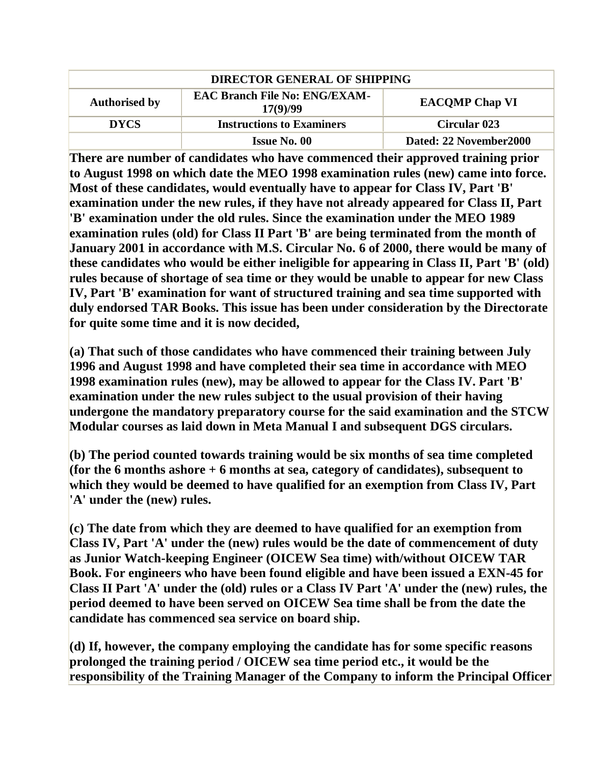| DIRECTOR GENERAL OF SHIPPING | | |
|---|---|---|
| **Authorised by** | **EAC Branch File No: ENG/EXAM-17(9)/99** | **EACQMP Chap VI** |
| **DYCS** | **Instructions to Examiners** | **Circular 023** |
| | **Issue No. 00** | **Dated: 22 November2000** |

**There are number of candidates who have commenced their approved training prior to August 1998 on which date the MEO 1998 examination rules (new) came into force. Most of these candidates, would eventually have to appear for Class IV, Part 'B' examination under the new rules, if they have not already appeared for Class II, Part 'B' examination under the old rules. Since the examination under the MEO 1989 examination rules (old) for Class II Part 'B' are being terminated from the month of January 2001 in accordance with M.S. Circular No. 6 of 2000, there would be many of these candidates who would be either ineligible for appearing in Class II, Part 'B' (old) rules because of shortage of sea time or they would be unable to appear for new Class IV, Part 'B' examination for want of structured training and sea time supported with duly endorsed TAR Books. This issue has been under consideration by the Directorate for quite some time and it is now decided,**

**(a) That such of those candidates who have commenced their training between July 1996 and August 1998 and have completed their sea time in accordance with MEO 1998 examination rules (new), may be allowed to appear for the Class IV. Part 'B' examination under the new rules subject to the usual provision of their having undergone the mandatory preparatory course for the said examination and the STCW Modular courses as laid down in Meta Manual I and subsequent DGS circulars.**

**(b) The period counted towards training would be six months of sea time completed (for the 6 months ashore + 6 months at sea, category of candidates), subsequent to which they would be deemed to have qualified for an exemption from Class IV, Part 'A' under the (new) rules.**

**(c) The date from which they are deemed to have qualified for an exemption from Class IV, Part 'A' under the (new) rules would be the date of commencement of duty as Junior Watch-keeping Engineer (OICEW Sea time) with/without OICEW TAR Book. For engineers who have been found eligible and have been issued a EXN-45 for Class II Part 'A' under the (old) rules or a Class IV Part 'A' under the (new) rules, the period deemed to have been served on OICEW Sea time shall be from the date the candidate has commenced sea service on board ship.**

**(d) If, however, the company employing the candidate has for some specific reasons prolonged the training period / OICEW sea time period etc., it would be the responsibility of the Training Manager of the Company to inform the Principal Officer**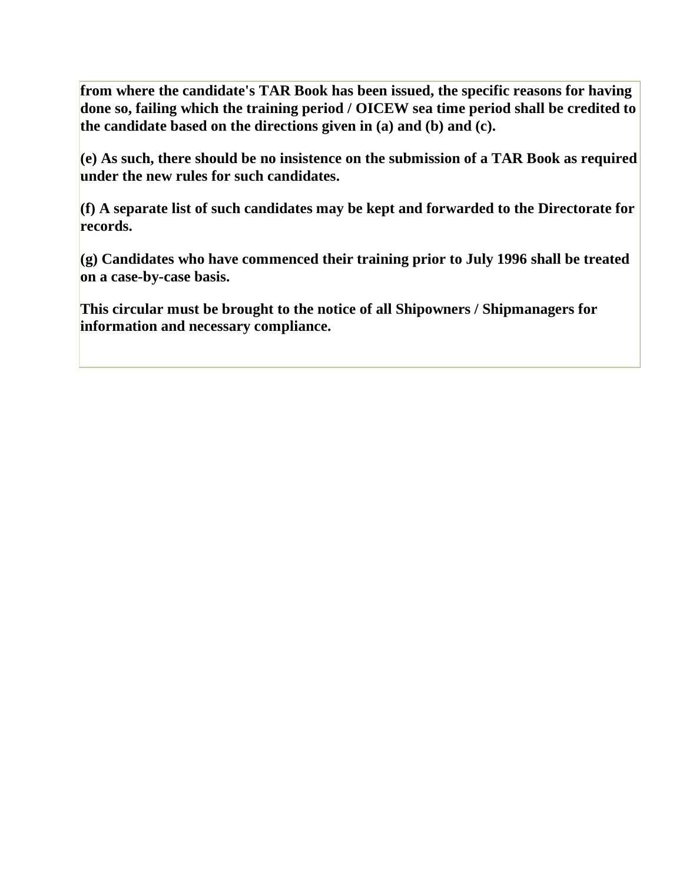**from where the candidate's TAR Book has been issued, the specific reasons for having done so, failing which the training period / OICEW sea time period shall be credited to the candidate based on the directions given in (a) and (b) and (c).**

**(e) As such, there should be no insistence on the submission of a TAR Book as required under the new rules for such candidates.**

**(f) A separate list of such candidates may be kept and forwarded to the Directorate for records.**

**(g) Candidates who have commenced their training prior to July 1996 shall be treated on a case-by-case basis.**

**This circular must be brought to the notice of all Shipowners / Shipmanagers for information and necessary compliance.**